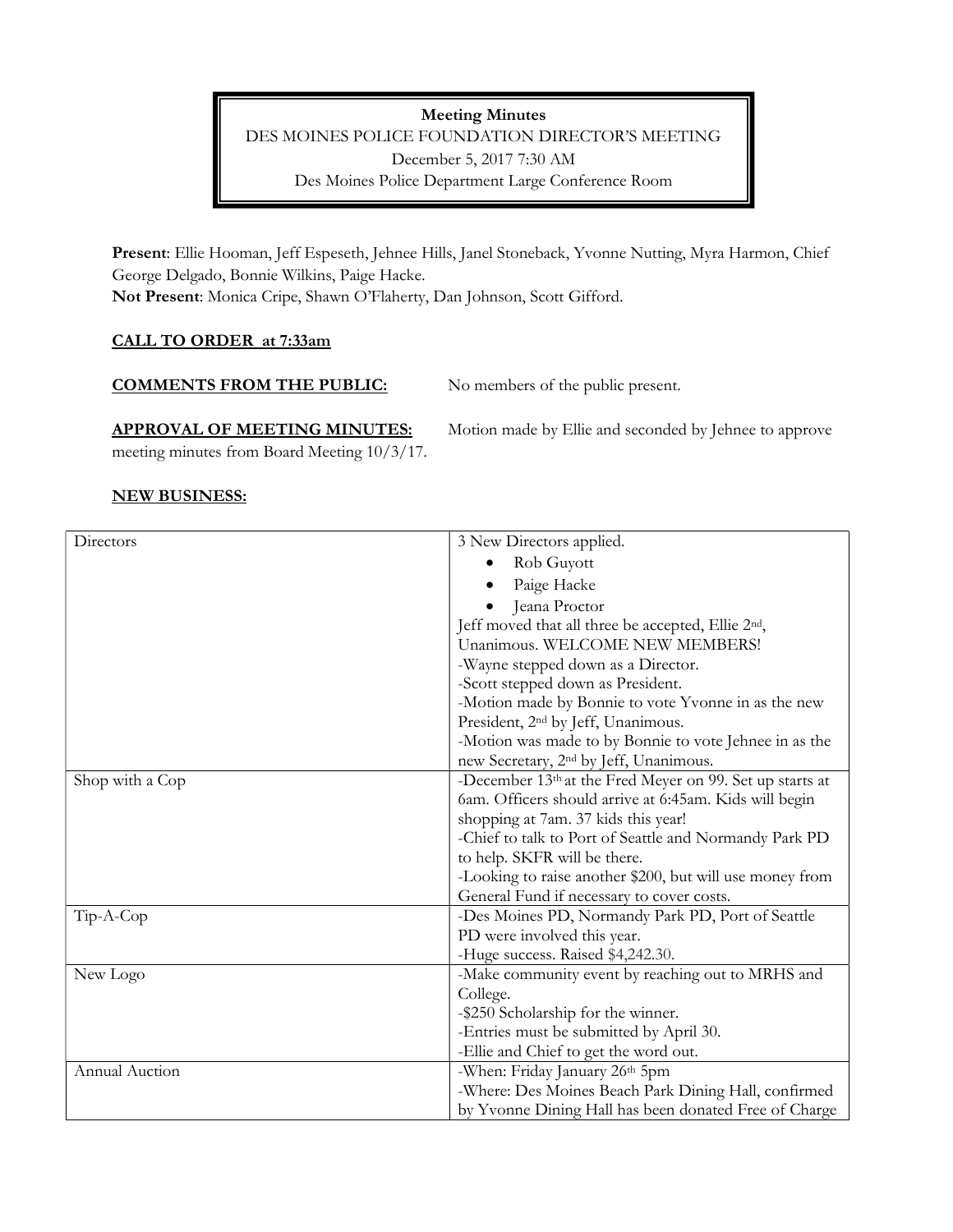**Meeting Minutes**

DES MOINES POLICE FOUNDATION DIRECTOR'S MEETING

December 5, 2017 7:30 AM

Des Moines Police Department Large Conference Room

**Present**: Ellie Hooman, Jeff Espeseth, Jehnee Hills, Janel Stoneback, Yvonne Nutting, Myra Harmon, Chief George Delgado, Bonnie Wilkins, Paige Hacke.
**Not Present**: Monica Cripe, Shawn O'Flaherty, Dan Johnson, Scott Gifford.

**CALL TO ORDER at 7:33am**

**COMMENTS FROM THE PUBLIC:** No members of the public present.

**APPROVAL OF MEETING MINUTES:** Motion made by Ellie and seconded by Jehnee to approve meeting minutes from Board Meeting 10/3/17.

**NEW BUSINESS:**

| | |
|---|---|
| Directors | 3 New Directors applied.<br>• Rob Guyott<br>• Paige Hacke<br>• Jeana Proctor<br>Jeff moved that all three be accepted, Ellie 2nd, Unanimous. WELCOME NEW MEMBERS!<br>-Wayne stepped down as a Director.<br>-Scott stepped down as President.<br>-Motion made by Bonnie to vote Yvonne in as the new President, 2nd by Jeff, Unanimous.<br>-Motion was made to by Bonnie to vote Jehnee in as the new Secretary, 2nd by Jeff, Unanimous. |
| Shop with a Cop | -December 13th at the Fred Meyer on 99. Set up starts at 6am. Officers should arrive at 6:45am. Kids will begin shopping at 7am. 37 kids this year!<br>-Chief to talk to Port of Seattle and Normandy Park PD to help. SKFR will be there.<br>-Looking to raise another $200, but will use money from General Fund if necessary to cover costs. |
| Tip-A-Cop | -Des Moines PD, Normandy Park PD, Port of Seattle PD were involved this year.<br>-Huge success. Raised $4,242.30. |
| New Logo | -Make community event by reaching out to MRHS and College.<br>-$250 Scholarship for the winner.<br>-Entries must be submitted by April 30.<br>-Ellie and Chief to get the word out. |
| Annual Auction | -When: Friday January 26th 5pm<br>-Where: Des Moines Beach Park Dining Hall, confirmed by Yvonne Dining Hall has been donated Free of Charge |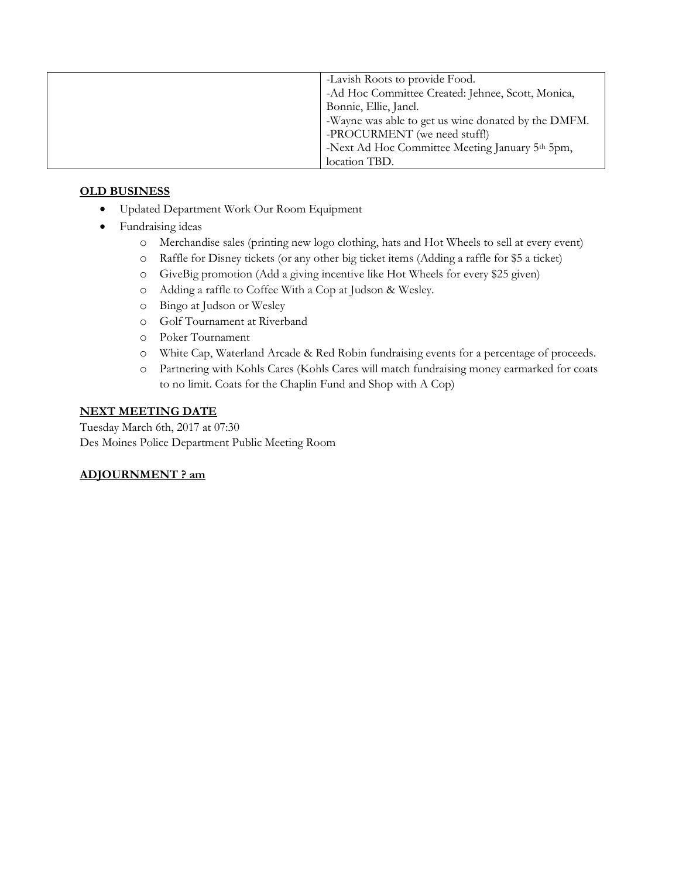| | |
|---|---|
| | -Lavish Roots to provide Food.<br>-Ad Hoc Committee Created: Jehnee, Scott, Monica, Bonnie, Ellie, Janel.<br>-Wayne was able to get us wine donated by the DMFM.<br>-PROCURMENT (we need stuff!)<br>-Next Ad Hoc Committee Meeting January 5th 5pm, location TBD. |

**OLD BUSINESS**

- Updated Department Work Our Room Equipment
- Fundraising ideas
  - Merchandise sales (printing new logo clothing, hats and Hot Wheels to sell at every event)
  - Raffle for Disney tickets (or any other big ticket items (Adding a raffle for $5 a ticket)
  - GiveBig promotion (Add a giving incentive like Hot Wheels for every $25 given)
  - Adding a raffle to Coffee With a Cop at Judson & Wesley.
  - Bingo at Judson or Wesley
  - Golf Tournament at Riverband
  - Poker Tournament
  - White Cap, Waterland Arcade & Red Robin fundraising events for a percentage of proceeds.
  - Partnering with Kohls Cares (Kohls Cares will match fundraising money earmarked for coats to no limit. Coats for the Chaplin Fund and Shop with A Cop)

**NEXT MEETING DATE**

Tuesday March 6th, 2017 at 07:30
Des Moines Police Department Public Meeting Room

**ADJOURNMENT ? am**